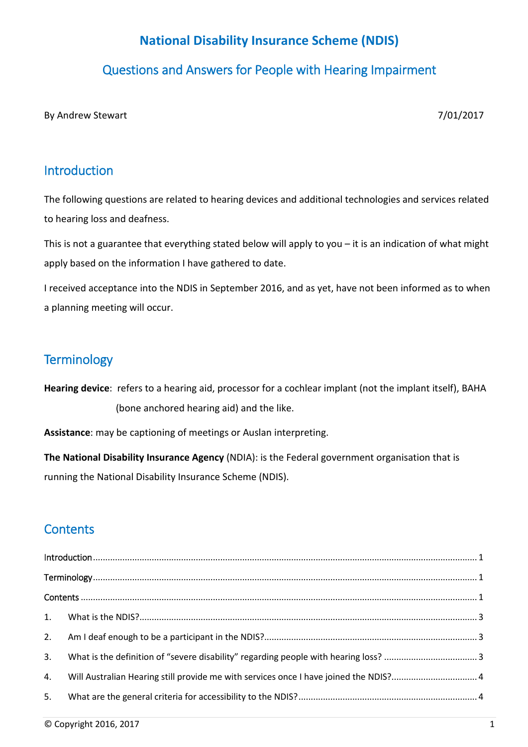# National Disability Insurance Scheme (NDIS)

## Questions and Answers for People with Hearing Impairment

By Andrew Stewart 7/01/2017

## Introduction

The following questions are related to hearing devices and additional technologies and services related to hearing loss and deafness.

This is not a guarantee that everything stated below will apply to you – it is an indication of what might apply based on the information I have gathered to date.

I received acceptance into the NDIS in September 2016, and as yet, have not been informed as to when a planning meeting will occur.

## Terminology

**Hearing device**: refers to a hearing aid, processor for a cochlear implant (not the implant itself), BAHA (bone anchored hearing aid) and the like.

**Assistance**: may be captioning of meetings or Auslan interpreting.

**The National Disability Insurance Agency** (NDIA): is the Federal government organisation that is running the National Disability Insurance Scheme (NDIS).

## Contents

Introduction ........ 1

Terminology ........ 1

Contents ........ 1

1. What is the NDIS? ........ 3
2. Am I deaf enough to be a participant in the NDIS? ........ 3
3. What is the definition of "severe disability" regarding people with hearing loss? ........ 3
4. Will Australian Hearing still provide me with services once I have joined the NDIS? ........ 4
5. What are the general criteria for accessibility to the NDIS? ........ 4

© Copyright 2016, 2017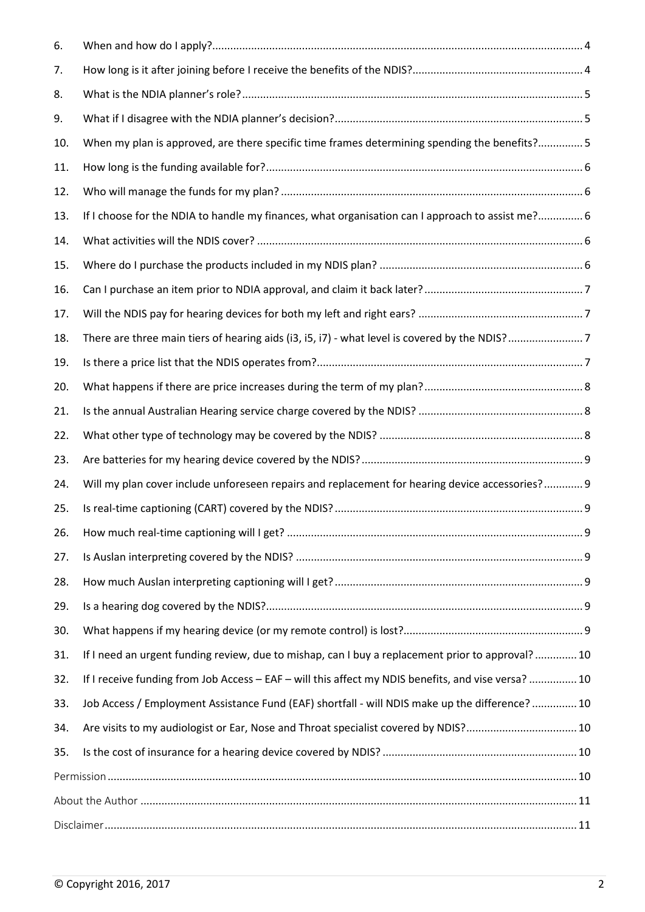6. When and how do I apply? 4
7. How long is it after joining before I receive the benefits of the NDIS? 4
8. What is the NDIA planner's role? 5
9. What if I disagree with the NDIA planner's decision? 5
10. When my plan is approved, are there specific time frames determining spending the benefits? 5
11. How long is the funding available for? 6
12. Who will manage the funds for my plan? 6
13. If I choose for the NDIA to handle my finances, what organisation can I approach to assist me? 6
14. What activities will the NDIS cover? 6
15. Where do I purchase the products included in my NDIS plan? 6
16. Can I purchase an item prior to NDIA approval, and claim it back later? 7
17. Will the NDIS pay for hearing devices for both my left and right ears? 7
18. There are three main tiers of hearing aids (i3, i5, i7) - what level is covered by the NDIS? 7
19. Is there a price list that the NDIS operates from? 7
20. What happens if there are price increases during the term of my plan? 8
21. Is the annual Australian Hearing service charge covered by the NDIS? 8
22. What other type of technology may be covered by the NDIS? 8
23. Are batteries for my hearing device covered by the NDIS? 9
24. Will my plan cover include unforeseen repairs and replacement for hearing device accessories? 9
25. Is real-time captioning (CART) covered by the NDIS? 9
26. How much real-time captioning will I get? 9
27. Is Auslan interpreting covered by the NDIS? 9
28. How much Auslan interpreting captioning will I get? 9
29. Is a hearing dog covered by the NDIS? 9
30. What happens if my hearing device (or my remote control) is lost? 9
31. If I need an urgent funding review, due to mishap, can I buy a replacement prior to approval? 10
32. If I receive funding from Job Access – EAF – will this affect my NDIS benefits, and vise versa? 10
33. Job Access / Employment Assistance Fund (EAF) shortfall - will NDIS make up the difference? 10
34. Are visits to my audiologist or Ear, Nose and Throat specialist covered by NDIS? 10
35. Is the cost of insurance for a hearing device covered by NDIS? 10

Permission 10

About the Author 11

Disclaimer 11

© Copyright 2016, 2017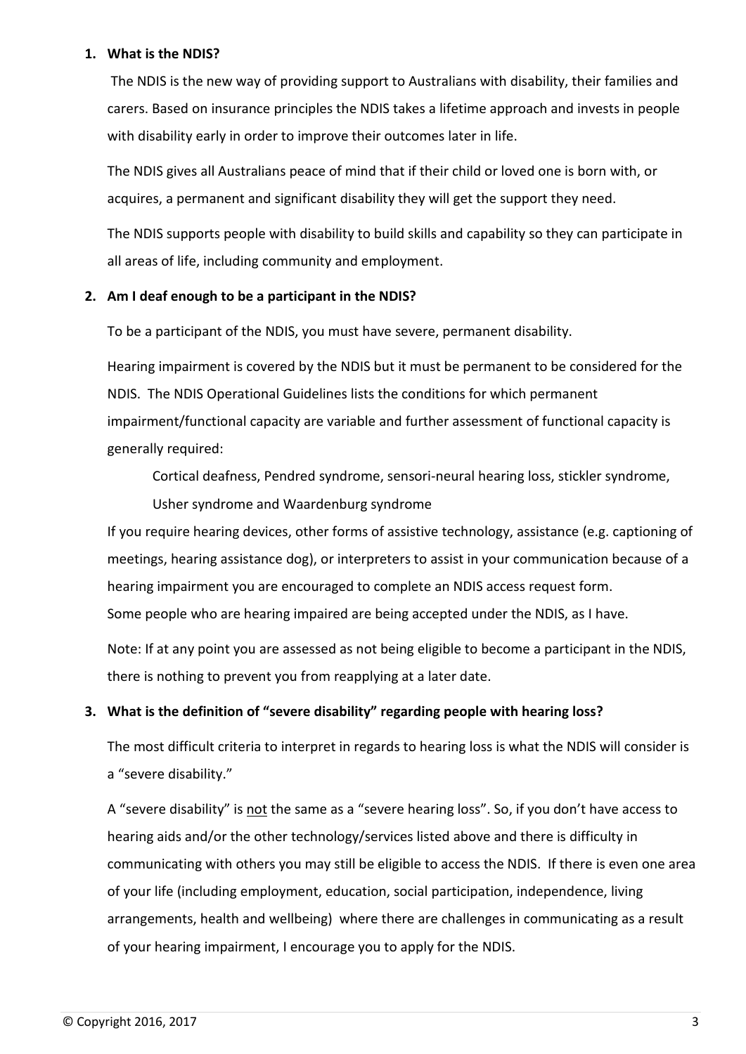**1. What is the NDIS?**

The NDIS is the new way of providing support to Australians with disability, their families and carers. Based on insurance principles the NDIS takes a lifetime approach and invests in people with disability early in order to improve their outcomes later in life.

The NDIS gives all Australians peace of mind that if their child or loved one is born with, or acquires, a permanent and significant disability they will get the support they need.

The NDIS supports people with disability to build skills and capability so they can participate in all areas of life, including community and employment.

**2. Am I deaf enough to be a participant in the NDIS?**

To be a participant of the NDIS, you must have severe, permanent disability.

Hearing impairment is covered by the NDIS but it must be permanent to be considered for the NDIS. The NDIS Operational Guidelines lists the conditions for which permanent impairment/functional capacity are variable and further assessment of functional capacity is generally required:

> Cortical deafness, Pendred syndrome, sensori-neural hearing loss, stickler syndrome, Usher syndrome and Waardenburg syndrome

If you require hearing devices, other forms of assistive technology, assistance (e.g. captioning of meetings, hearing assistance dog), or interpreters to assist in your communication because of a hearing impairment you are encouraged to complete an NDIS access request form.
Some people who are hearing impaired are being accepted under the NDIS, as I have.

Note: If at any point you are assessed as not being eligible to become a participant in the NDIS, there is nothing to prevent you from reapplying at a later date.

**3. What is the definition of "severe disability" regarding people with hearing loss?**

The most difficult criteria to interpret in regards to hearing loss is what the NDIS will consider is a "severe disability."

A "severe disability" is <u>not</u> the same as a "severe hearing loss". So, if you don't have access to hearing aids and/or the other technology/services listed above and there is difficulty in communicating with others you may still be eligible to access the NDIS. If there is even one area of your life (including employment, education, social participation, independence, living arrangements, health and wellbeing) where there are challenges in communicating as a result of your hearing impairment, I encourage you to apply for the NDIS.

© Copyright 2016, 2017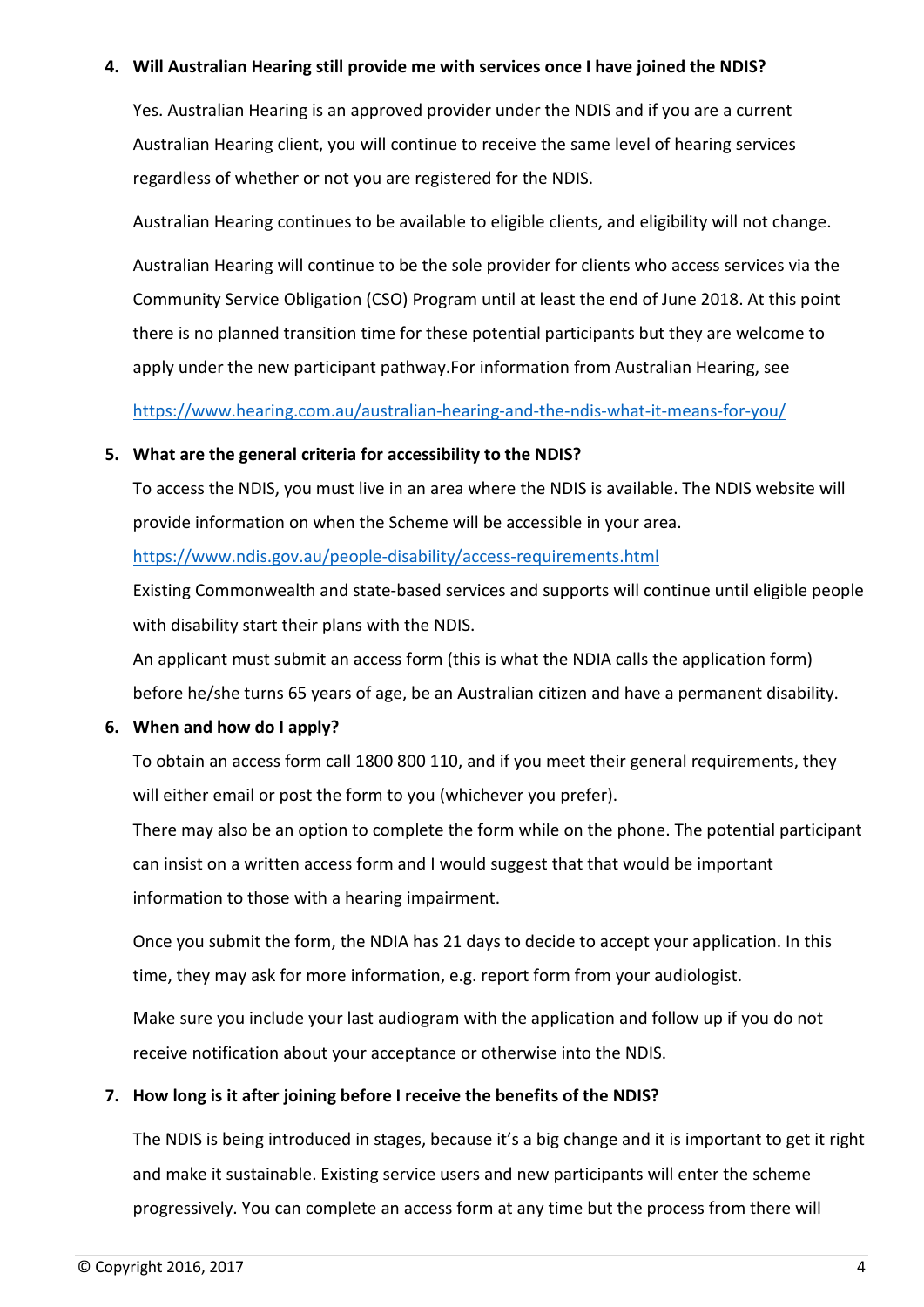4. **Will Australian Hearing still provide me with services once I have joined the NDIS?**

   Yes. Australian Hearing is an approved provider under the NDIS and if you are a current Australian Hearing client, you will continue to receive the same level of hearing services regardless of whether or not you are registered for the NDIS.

   Australian Hearing continues to be available to eligible clients, and eligibility will not change.

   Australian Hearing will continue to be the sole provider for clients who access services via the Community Service Obligation (CSO) Program until at least the end of June 2018. At this point there is no planned transition time for these potential participants but they are welcome to apply under the new participant pathway.For information from Australian Hearing, see

   https://www.hearing.com.au/australian-hearing-and-the-ndis-what-it-means-for-you/

5. **What are the general criteria for accessibility to the NDIS?**

   To access the NDIS, you must live in an area where the NDIS is available. The NDIS website will provide information on when the Scheme will be accessible in your area.
   https://www.ndis.gov.au/people-disability/access-requirements.html
   Existing Commonwealth and state-based services and supports will continue until eligible people with disability start their plans with the NDIS.
   An applicant must submit an access form (this is what the NDIA calls the application form) before he/she turns 65 years of age, be an Australian citizen and have a permanent disability.

6. **When and how do I apply?**

   To obtain an access form call 1800 800 110, and if you meet their general requirements, they will either email or post the form to you (whichever you prefer).
   There may also be an option to complete the form while on the phone. The potential participant can insist on a written access form and I would suggest that that would be important information to those with a hearing impairment.

   Once you submit the form, the NDIA has 21 days to decide to accept your application. In this time, they may ask for more information, e.g. report form from your audiologist.

   Make sure you include your last audiogram with the application and follow up if you do not receive notification about your acceptance or otherwise into the NDIS.

7. **How long is it after joining before I receive the benefits of the NDIS?**

   The NDIS is being introduced in stages, because it's a big change and it is important to get it right and make it sustainable. Existing service users and new participants will enter the scheme progressively. You can complete an access form at any time but the process from there will

© Copyright 2016, 2017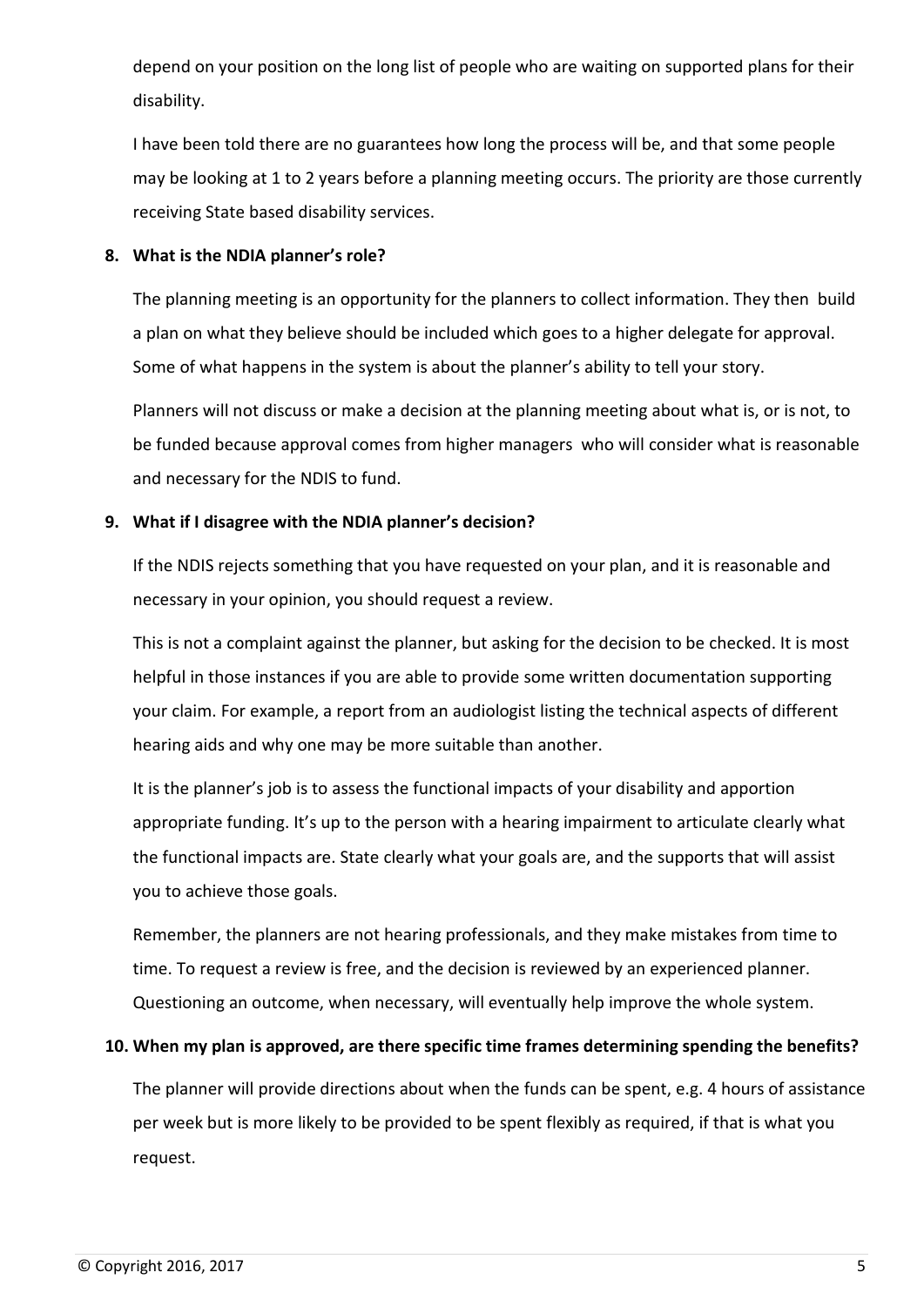depend on your position on the long list of people who are waiting on supported plans for their disability.

I have been told there are no guarantees how long the process will be, and that some people may be looking at 1 to 2 years before a planning meeting occurs. The priority are those currently receiving State based disability services.

**8. What is the NDIA planner's role?**

The planning meeting is an opportunity for the planners to collect information. They then build a plan on what they believe should be included which goes to a higher delegate for approval. Some of what happens in the system is about the planner's ability to tell your story.

Planners will not discuss or make a decision at the planning meeting about what is, or is not, to be funded because approval comes from higher managers who will consider what is reasonable and necessary for the NDIS to fund.

**9. What if I disagree with the NDIA planner's decision?**

If the NDIS rejects something that you have requested on your plan, and it is reasonable and necessary in your opinion, you should request a review.

This is not a complaint against the planner, but asking for the decision to be checked. It is most helpful in those instances if you are able to provide some written documentation supporting your claim. For example, a report from an audiologist listing the technical aspects of different hearing aids and why one may be more suitable than another.

It is the planner's job is to assess the functional impacts of your disability and apportion appropriate funding. It's up to the person with a hearing impairment to articulate clearly what the functional impacts are. State clearly what your goals are, and the supports that will assist you to achieve those goals.

Remember, the planners are not hearing professionals, and they make mistakes from time to time. To request a review is free, and the decision is reviewed by an experienced planner. Questioning an outcome, when necessary, will eventually help improve the whole system.

**10. When my plan is approved, are there specific time frames determining spending the benefits?**

The planner will provide directions about when the funds can be spent, e.g. 4 hours of assistance per week but is more likely to be provided to be spent flexibly as required, if that is what you request.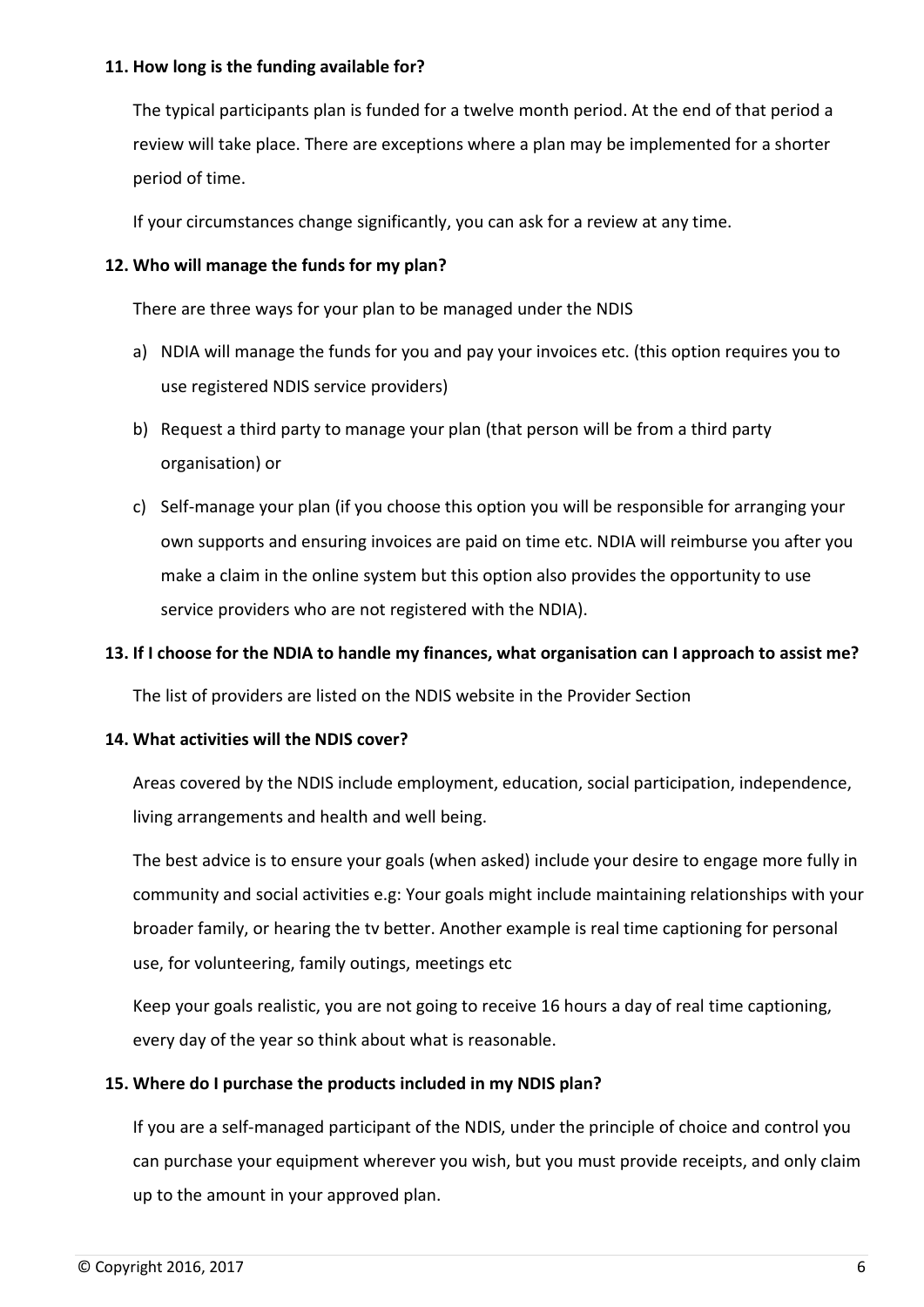**11. How long is the funding available for?**

The typical participants plan is funded for a twelve month period. At the end of that period a review will take place. There are exceptions where a plan may be implemented for a shorter period of time.

If your circumstances change significantly, you can ask for a review at any time.

**12. Who will manage the funds for my plan?**

There are three ways for your plan to be managed under the NDIS

a) NDIA will manage the funds for you and pay your invoices etc. (this option requires you to use registered NDIS service providers)

b) Request a third party to manage your plan (that person will be from a third party organisation) or

c) Self-manage your plan (if you choose this option you will be responsible for arranging your own supports and ensuring invoices are paid on time etc. NDIA will reimburse you after you make a claim in the online system but this option also provides the opportunity to use service providers who are not registered with the NDIA).

**13. If I choose for the NDIA to handle my finances, what organisation can I approach to assist me?**

The list of providers are listed on the NDIS website in the Provider Section

**14. What activities will the NDIS cover?**

Areas covered by the NDIS include employment, education, social participation, independence, living arrangements and health and well being.

The best advice is to ensure your goals (when asked) include your desire to engage more fully in community and social activities e.g: Your goals might include maintaining relationships with your broader family, or hearing the tv better. Another example is real time captioning for personal use, for volunteering, family outings, meetings etc

Keep your goals realistic, you are not going to receive 16 hours a day of real time captioning, every day of the year so think about what is reasonable.

**15. Where do I purchase the products included in my NDIS plan?**

If you are a self-managed participant of the NDIS, under the principle of choice and control you can purchase your equipment wherever you wish, but you must provide receipts, and only claim up to the amount in your approved plan.

© Copyright 2016, 2017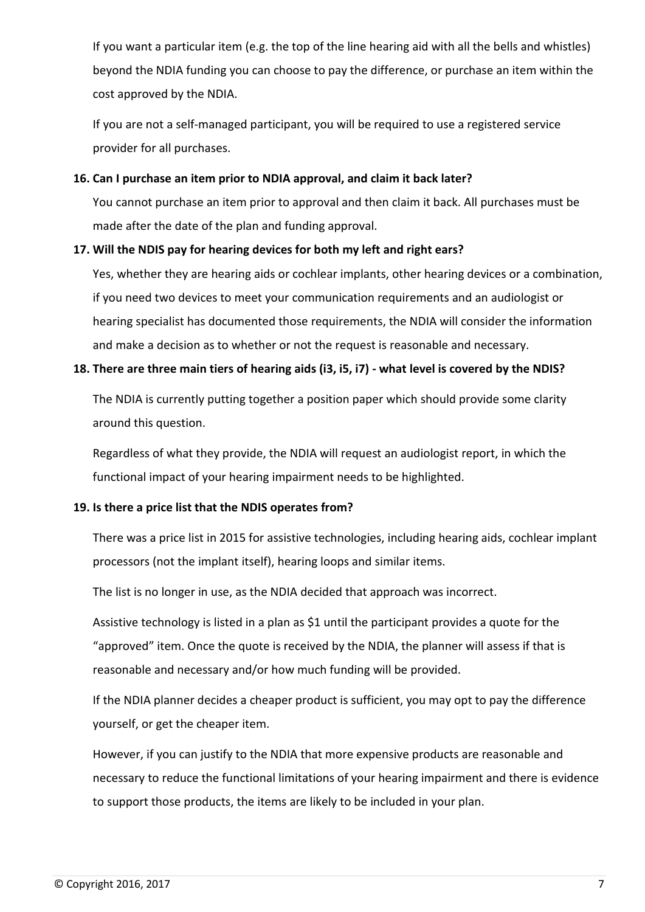If you want a particular item (e.g. the top of the line hearing aid with all the bells and whistles) beyond the NDIA funding you can choose to pay the difference, or purchase an item within the cost approved by the NDIA.

If you are not a self-managed participant, you will be required to use a registered service provider for all purchases.

**16. Can I purchase an item prior to NDIA approval, and claim it back later?**

You cannot purchase an item prior to approval and then claim it back. All purchases must be made after the date of the plan and funding approval.

**17. Will the NDIS pay for hearing devices for both my left and right ears?**

Yes, whether they are hearing aids or cochlear implants, other hearing devices or a combination, if you need two devices to meet your communication requirements and an audiologist or hearing specialist has documented those requirements, the NDIA will consider the information and make a decision as to whether or not the request is reasonable and necessary.

**18. There are three main tiers of hearing aids (i3, i5, i7) - what level is covered by the NDIS?**

The NDIA is currently putting together a position paper which should provide some clarity around this question.

Regardless of what they provide, the NDIA will request an audiologist report, in which the functional impact of your hearing impairment needs to be highlighted.

**19. Is there a price list that the NDIS operates from?**

There was a price list in 2015 for assistive technologies, including hearing aids, cochlear implant processors (not the implant itself), hearing loops and similar items.

The list is no longer in use, as the NDIA decided that approach was incorrect.

Assistive technology is listed in a plan as $1 until the participant provides a quote for the "approved" item. Once the quote is received by the NDIA, the planner will assess if that is reasonable and necessary and/or how much funding will be provided.

If the NDIA planner decides a cheaper product is sufficient, you may opt to pay the difference yourself, or get the cheaper item.

However, if you can justify to the NDIA that more expensive products are reasonable and necessary to reduce the functional limitations of your hearing impairment and there is evidence to support those products, the items are likely to be included in your plan.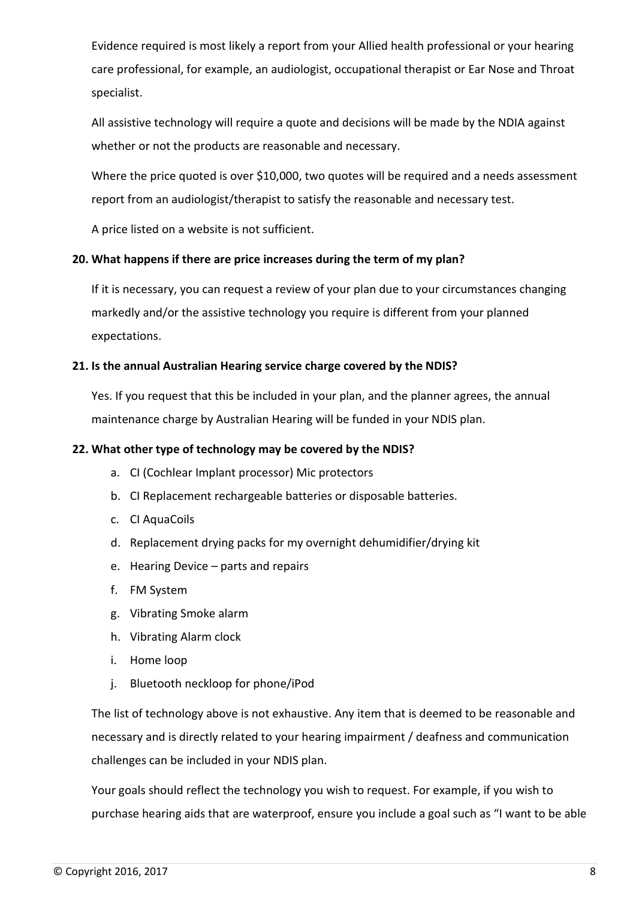Evidence required is most likely a report from your Allied health professional or your hearing care professional, for example, an audiologist, occupational therapist or Ear Nose and Throat specialist.

All assistive technology will require a quote and decisions will be made by the NDIA against whether or not the products are reasonable and necessary.

Where the price quoted is over $10,000, two quotes will be required and a needs assessment report from an audiologist/therapist to satisfy the reasonable and necessary test.

A price listed on a website is not sufficient.

**20. What happens if there are price increases during the term of my plan?**

If it is necessary, you can request a review of your plan due to your circumstances changing markedly and/or the assistive technology you require is different from your planned expectations.

**21. Is the annual Australian Hearing service charge covered by the NDIS?**

Yes. If you request that this be included in your plan, and the planner agrees, the annual maintenance charge by Australian Hearing will be funded in your NDIS plan.

**22. What other type of technology may be covered by the NDIS?**

a. CI (Cochlear Implant processor) Mic protectors
b. CI Replacement rechargeable batteries or disposable batteries.
c. CI AquaCoils
d. Replacement drying packs for my overnight dehumidifier/drying kit
e. Hearing Device – parts and repairs
f. FM System
g. Vibrating Smoke alarm
h. Vibrating Alarm clock
i. Home loop
j. Bluetooth neckloop for phone/iPod

The list of technology above is not exhaustive. Any item that is deemed to be reasonable and necessary and is directly related to your hearing impairment / deafness and communication challenges can be included in your NDIS plan.

Your goals should reflect the technology you wish to request. For example, if you wish to purchase hearing aids that are waterproof, ensure you include a goal such as "I want to be able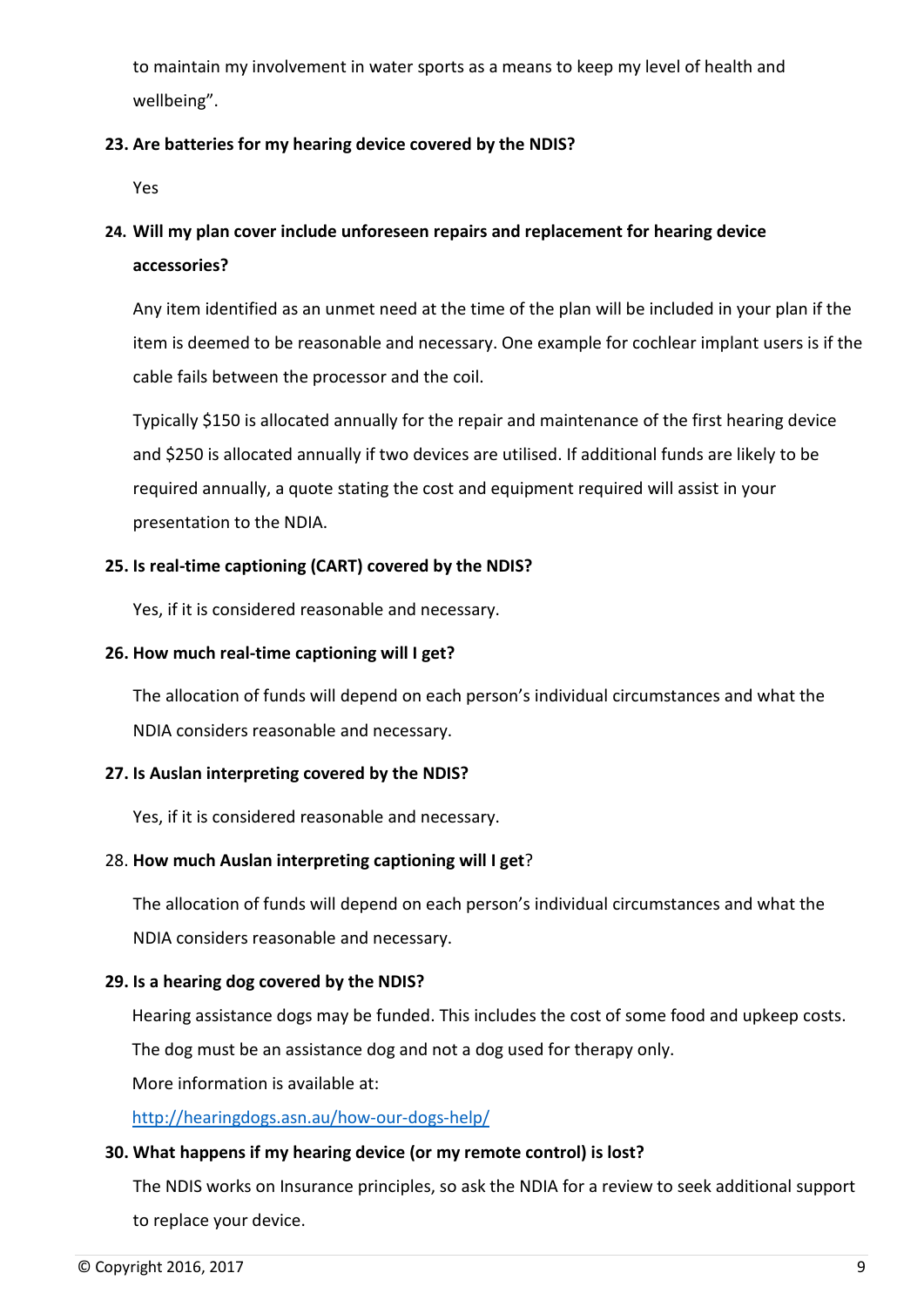to maintain my involvement in water sports as a means to keep my level of health and wellbeing".

**23. Are batteries for my hearing device covered by the NDIS?**

Yes

**24. Will my plan cover include unforeseen repairs and replacement for hearing device accessories?**

Any item identified as an unmet need at the time of the plan will be included in your plan if the item is deemed to be reasonable and necessary. One example for cochlear implant users is if the cable fails between the processor and the coil.

Typically $150 is allocated annually for the repair and maintenance of the first hearing device and $250 is allocated annually if two devices are utilised. If additional funds are likely to be required annually, a quote stating the cost and equipment required will assist in your presentation to the NDIA.

**25. Is real-time captioning (CART) covered by the NDIS?**

Yes, if it is considered reasonable and necessary.

**26. How much real-time captioning will I get?**

The allocation of funds will depend on each person's individual circumstances and what the NDIA considers reasonable and necessary.

**27. Is Auslan interpreting covered by the NDIS?**

Yes, if it is considered reasonable and necessary.

28. **How much Auslan interpreting captioning will I get**?

The allocation of funds will depend on each person's individual circumstances and what the NDIA considers reasonable and necessary.

**29. Is a hearing dog covered by the NDIS?**

Hearing assistance dogs may be funded. This includes the cost of some food and upkeep costs. The dog must be an assistance dog and not a dog used for therapy only.

More information is available at:

http://hearingdogs.asn.au/how-our-dogs-help/

**30. What happens if my hearing device (or my remote control) is lost?**

The NDIS works on Insurance principles, so ask the NDIA for a review to seek additional support to replace your device.

© Copyright 2016, 2017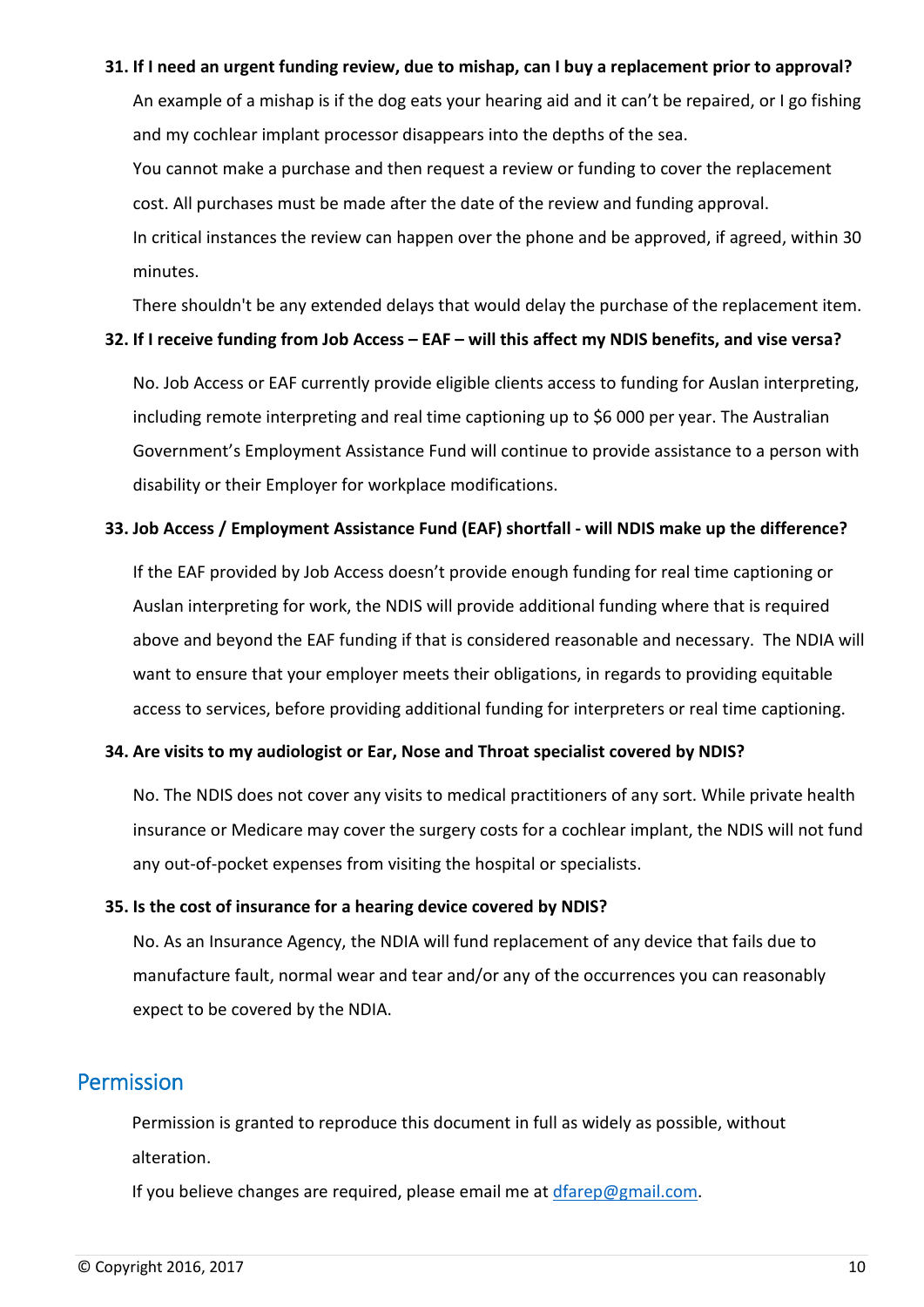**31. If I need an urgent funding review, due to mishap, can I buy a replacement prior to approval?**

An example of a mishap is if the dog eats your hearing aid and it can't be repaired, or I go fishing and my cochlear implant processor disappears into the depths of the sea.

You cannot make a purchase and then request a review or funding to cover the replacement cost. All purchases must be made after the date of the review and funding approval.

In critical instances the review can happen over the phone and be approved, if agreed, within 30 minutes.

There shouldn't be any extended delays that would delay the purchase of the replacement item.

**32. If I receive funding from Job Access – EAF – will this affect my NDIS benefits, and vise versa?**

No. Job Access or EAF currently provide eligible clients access to funding for Auslan interpreting, including remote interpreting and real time captioning up to $6 000 per year. The Australian Government's Employment Assistance Fund will continue to provide assistance to a person with disability or their Employer for workplace modifications.

**33. Job Access / Employment Assistance Fund (EAF) shortfall - will NDIS make up the difference?**

If the EAF provided by Job Access doesn't provide enough funding for real time captioning or Auslan interpreting for work, the NDIS will provide additional funding where that is required above and beyond the EAF funding if that is considered reasonable and necessary. The NDIA will want to ensure that your employer meets their obligations, in regards to providing equitable access to services, before providing additional funding for interpreters or real time captioning.

**34. Are visits to my audiologist or Ear, Nose and Throat specialist covered by NDIS?**

No. The NDIS does not cover any visits to medical practitioners of any sort. While private health insurance or Medicare may cover the surgery costs for a cochlear implant, the NDIS will not fund any out-of-pocket expenses from visiting the hospital or specialists.

**35. Is the cost of insurance for a hearing device covered by NDIS?**

No. As an Insurance Agency, the NDIA will fund replacement of any device that fails due to manufacture fault, normal wear and tear and/or any of the occurrences you can reasonably expect to be covered by the NDIA.

## Permission

Permission is granted to reproduce this document in full as widely as possible, without alteration.

If you believe changes are required, please email me at [dfarep@gmail.com](mailto:dfarep@gmail.com).

© Copyright 2016, 2017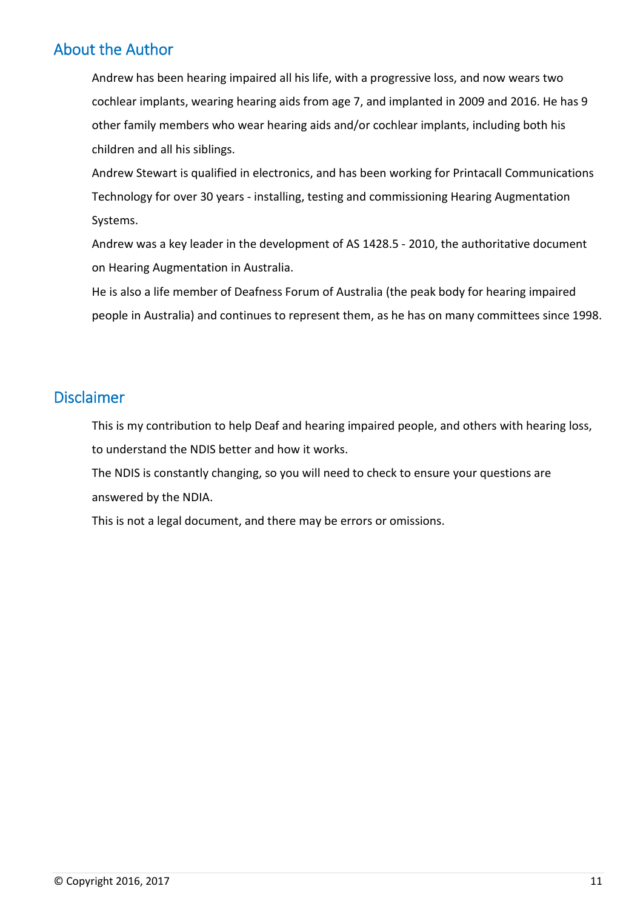## About the Author

Andrew has been hearing impaired all his life, with a progressive loss, and now wears two cochlear implants, wearing hearing aids from age 7, and implanted in 2009 and 2016. He has 9 other family members who wear hearing aids and/or cochlear implants, including both his children and all his siblings.

Andrew Stewart is qualified in electronics, and has been working for Printacall Communications Technology for over 30 years - installing, testing and commissioning Hearing Augmentation Systems.

Andrew was a key leader in the development of AS 1428.5 - 2010, the authoritative document on Hearing Augmentation in Australia.

He is also a life member of Deafness Forum of Australia (the peak body for hearing impaired people in Australia) and continues to represent them, as he has on many committees since 1998.

## Disclaimer

This is my contribution to help Deaf and hearing impaired people, and others with hearing loss, to understand the NDIS better and how it works.

The NDIS is constantly changing, so you will need to check to ensure your questions are answered by the NDIA.

This is not a legal document, and there may be errors or omissions.

© Copyright 2016, 2017